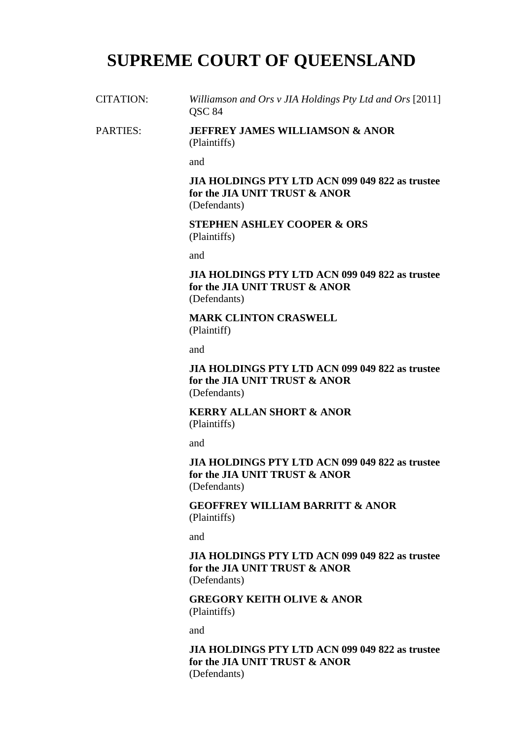# SUPREME COURT OF QUEENSLAND

CITATION: *Williamson and Ors v JIA Holdings Pty Ltd and Ors* [2011] QSC 84

PARTIES: **JEFFREY JAMES WILLIAMSON & ANOR**
(Plaintiffs)

and

**JIA HOLDINGS PTY LTD ACN 099 049 822 as trustee for the JIA UNIT TRUST & ANOR**
(Defendants)

**STEPHEN ASHLEY COOPER & ORS**
(Plaintiffs)

and

**JIA HOLDINGS PTY LTD ACN 099 049 822 as trustee for the JIA UNIT TRUST & ANOR**
(Defendants)

**MARK CLINTON CRASWELL**
(Plaintiff)

and

**JIA HOLDINGS PTY LTD ACN 099 049 822 as trustee for the JIA UNIT TRUST & ANOR**
(Defendants)

**KERRY ALLAN SHORT & ANOR**
(Plaintiffs)

and

**JIA HOLDINGS PTY LTD ACN 099 049 822 as trustee for the JIA UNIT TRUST & ANOR**
(Defendants)

**GEOFFREY WILLIAM BARRITT & ANOR**
(Plaintiffs)

and

**JIA HOLDINGS PTY LTD ACN 099 049 822 as trustee for the JIA UNIT TRUST & ANOR**
(Defendants)

**GREGORY KEITH OLIVE & ANOR**
(Plaintiffs)

and

**JIA HOLDINGS PTY LTD ACN 099 049 822 as trustee for the JIA UNIT TRUST & ANOR**
(Defendants)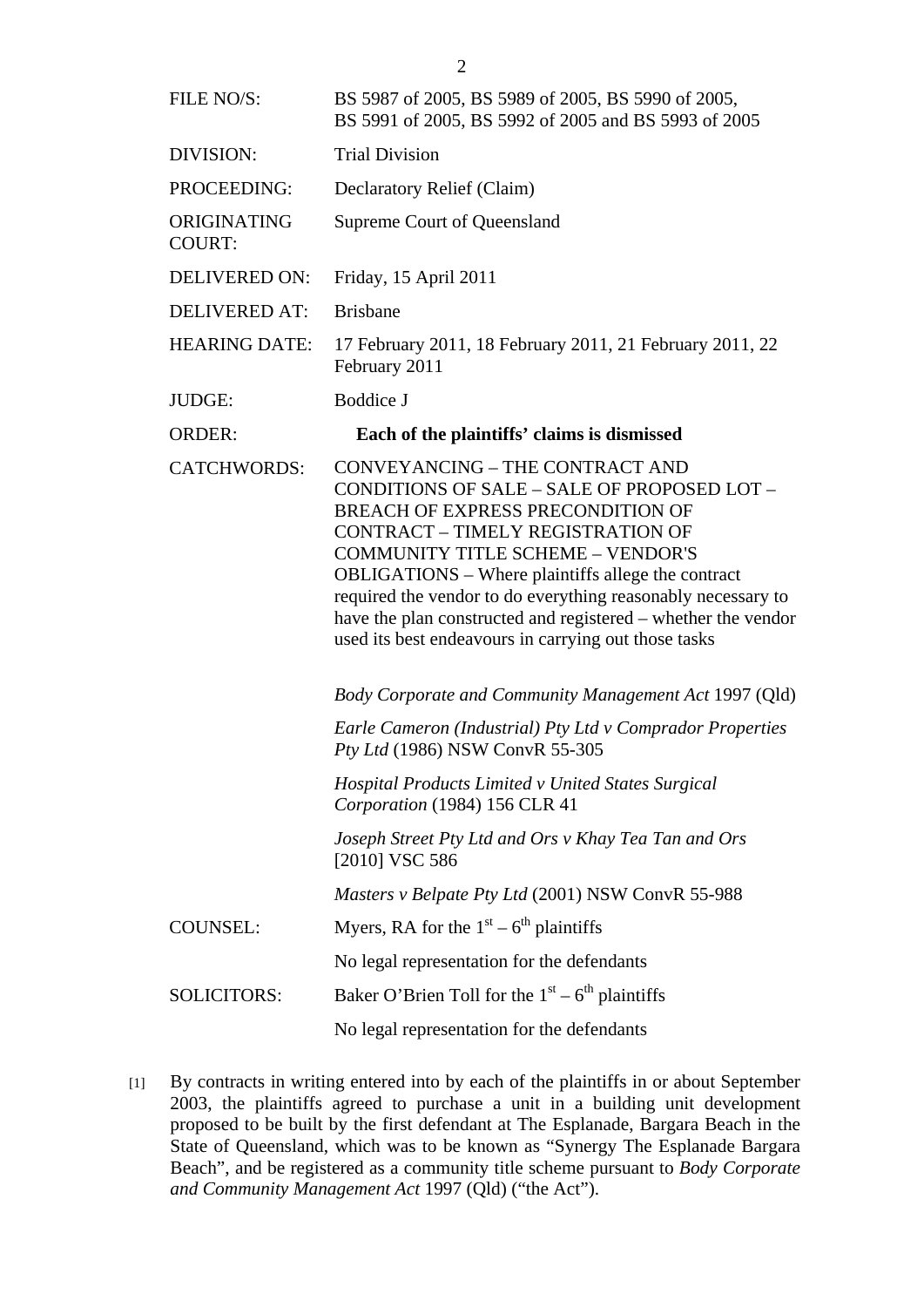| | |
|---|---|
| FILE NO/S: | BS 5987 of 2005, BS 5989 of 2005, BS 5990 of 2005, BS 5991 of 2005, BS 5992 of 2005 and BS 5993 of 2005 |
| DIVISION: | Trial Division |
| PROCEEDING: | Declaratory Relief (Claim) |
| ORIGINATING COURT: | Supreme Court of Queensland |
| DELIVERED ON: | Friday, 15 April 2011 |
| DELIVERED AT: | Brisbane |
| HEARING DATE: | 17 February 2011, 18 February 2011, 21 February 2011, 22 February 2011 |
| JUDGE: | Boddice J |
| ORDER: | **Each of the plaintiffs' claims is dismissed** |
| CATCHWORDS: | CONVEYANCING – THE CONTRACT AND CONDITIONS OF SALE – SALE OF PROPOSED LOT – BREACH OF EXPRESS PRECONDITION OF CONTRACT – TIMELY REGISTRATION OF COMMUNITY TITLE SCHEME – VENDOR'S OBLIGATIONS – Where plaintiffs allege the contract required the vendor to do everything reasonably necessary to have the plan constructed and registered – whether the vendor used its best endeavours in carrying out those tasks |
| | *Body Corporate and Community Management Act* 1997 (Qld) |
| | *Earle Cameron (Industrial) Pty Ltd v Comprador Properties Pty Ltd* (1986) NSW ConvR 55-305 |
| | *Hospital Products Limited v United States Surgical Corporation* (1984) 156 CLR 41 |
| | *Joseph Street Pty Ltd and Ors v Khay Tea Tan and Ors* [2010] VSC 586 |
| | *Masters v Belpate Pty Ltd* (2001) NSW ConvR 55-988 |
| COUNSEL: | Myers, RA for the $1^{st}$ – $6^{th}$ plaintiffs |
| | No legal representation for the defendants |
| SOLICITORS: | Baker O'Brien Toll for the $1^{st}$ – $6^{th}$ plaintiffs |
| | No legal representation for the defendants |

[1] By contracts in writing entered into by each of the plaintiffs in or about September 2003, the plaintiffs agreed to purchase a unit in a building unit development proposed to be built by the first defendant at The Esplanade, Bargara Beach in the State of Queensland, which was to be known as "Synergy The Esplanade Bargara Beach", and be registered as a community title scheme pursuant to *Body Corporate and Community Management Act* 1997 (Qld) ("the Act").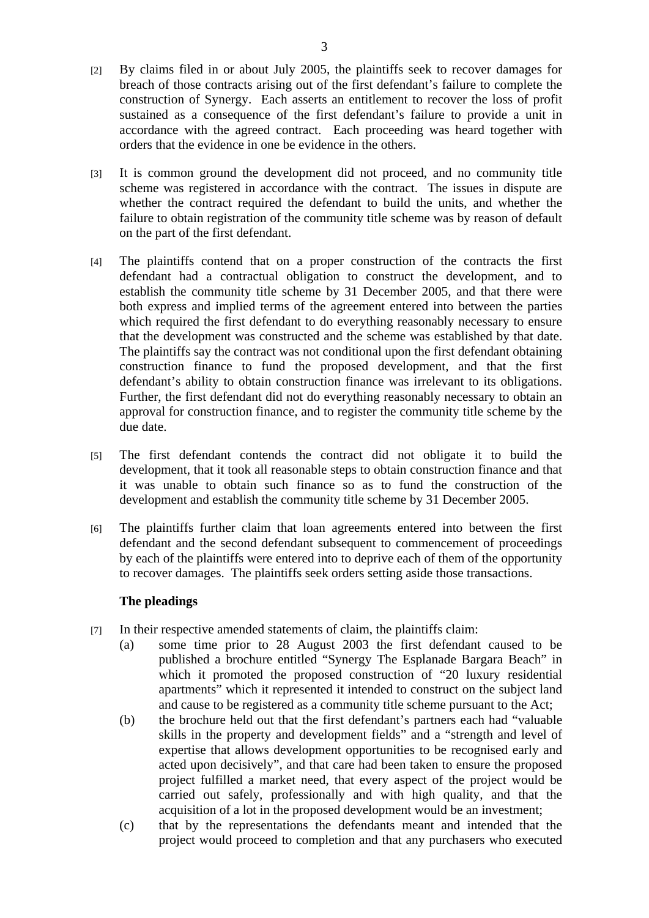[2] By claims filed in or about July 2005, the plaintiffs seek to recover damages for breach of those contracts arising out of the first defendant's failure to complete the construction of Synergy. Each asserts an entitlement to recover the loss of profit sustained as a consequence of the first defendant's failure to provide a unit in accordance with the agreed contract. Each proceeding was heard together with orders that the evidence in one be evidence in the others.

[3] It is common ground the development did not proceed, and no community title scheme was registered in accordance with the contract. The issues in dispute are whether the contract required the defendant to build the units, and whether the failure to obtain registration of the community title scheme was by reason of default on the part of the first defendant.

[4] The plaintiffs contend that on a proper construction of the contracts the first defendant had a contractual obligation to construct the development, and to establish the community title scheme by 31 December 2005, and that there were both express and implied terms of the agreement entered into between the parties which required the first defendant to do everything reasonably necessary to ensure that the development was constructed and the scheme was established by that date. The plaintiffs say the contract was not conditional upon the first defendant obtaining construction finance to fund the proposed development, and that the first defendant's ability to obtain construction finance was irrelevant to its obligations. Further, the first defendant did not do everything reasonably necessary to obtain an approval for construction finance, and to register the community title scheme by the due date.

[5] The first defendant contends the contract did not obligate it to build the development, that it took all reasonable steps to obtain construction finance and that it was unable to obtain such finance so as to fund the construction of the development and establish the community title scheme by 31 December 2005.

[6] The plaintiffs further claim that loan agreements entered into between the first defendant and the second defendant subsequent to commencement of proceedings by each of the plaintiffs were entered into to deprive each of them of the opportunity to recover damages. The plaintiffs seek orders setting aside those transactions.

**The pleadings**

[7] In their respective amended statements of claim, the plaintiffs claim:

(a) some time prior to 28 August 2003 the first defendant caused to be published a brochure entitled "Synergy The Esplanade Bargara Beach" in which it promoted the proposed construction of "20 luxury residential apartments" which it represented it intended to construct on the subject land and cause to be registered as a community title scheme pursuant to the Act;

(b) the brochure held out that the first defendant's partners each had "valuable skills in the property and development fields" and a "strength and level of expertise that allows development opportunities to be recognised early and acted upon decisively", and that care had been taken to ensure the proposed project fulfilled a market need, that every aspect of the project would be carried out safely, professionally and with high quality, and that the acquisition of a lot in the proposed development would be an investment;

(c) that by the representations the defendants meant and intended that the project would proceed to completion and that any purchasers who executed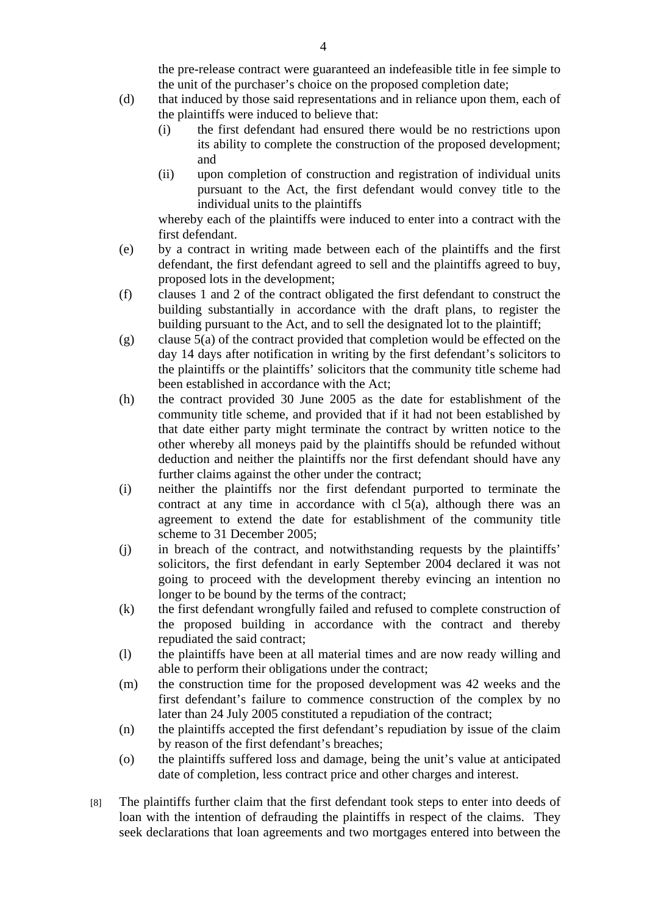the pre-release contract were guaranteed an indefeasible title in fee simple to the unit of the purchaser's choice on the proposed completion date;

(d) that induced by those said representations and in reliance upon them, each of the plaintiffs were induced to believe that:

   (i) the first defendant had ensured there would be no restrictions upon its ability to complete the construction of the proposed development; and

   (ii) upon completion of construction and registration of individual units pursuant to the Act, the first defendant would convey title to the individual units to the plaintiffs

   whereby each of the plaintiffs were induced to enter into a contract with the first defendant.

(e) by a contract in writing made between each of the plaintiffs and the first defendant, the first defendant agreed to sell and the plaintiffs agreed to buy, proposed lots in the development;

(f) clauses 1 and 2 of the contract obligated the first defendant to construct the building substantially in accordance with the draft plans, to register the building pursuant to the Act, and to sell the designated lot to the plaintiff;

(g) clause 5(a) of the contract provided that completion would be effected on the day 14 days after notification in writing by the first defendant's solicitors to the plaintiffs or the plaintiffs' solicitors that the community title scheme had been established in accordance with the Act;

(h) the contract provided 30 June 2005 as the date for establishment of the community title scheme, and provided that if it had not been established by that date either party might terminate the contract by written notice to the other whereby all moneys paid by the plaintiffs should be refunded without deduction and neither the plaintiffs nor the first defendant should have any further claims against the other under the contract;

(i) neither the plaintiffs nor the first defendant purported to terminate the contract at any time in accordance with cl 5(a), although there was an agreement to extend the date for establishment of the community title scheme to 31 December 2005;

(j) in breach of the contract, and notwithstanding requests by the plaintiffs' solicitors, the first defendant in early September 2004 declared it was not going to proceed with the development thereby evincing an intention no longer to be bound by the terms of the contract;

(k) the first defendant wrongfully failed and refused to complete construction of the proposed building in accordance with the contract and thereby repudiated the said contract;

(l) the plaintiffs have been at all material times and are now ready willing and able to perform their obligations under the contract;

(m) the construction time for the proposed development was 42 weeks and the first defendant's failure to commence construction of the complex by no later than 24 July 2005 constituted a repudiation of the contract;

(n) the plaintiffs accepted the first defendant's repudiation by issue of the claim by reason of the first defendant's breaches;

(o) the plaintiffs suffered loss and damage, being the unit's value at anticipated date of completion, less contract price and other charges and interest.

[8] The plaintiffs further claim that the first defendant took steps to enter into deeds of loan with the intention of defrauding the plaintiffs in respect of the claims. They seek declarations that loan agreements and two mortgages entered into between the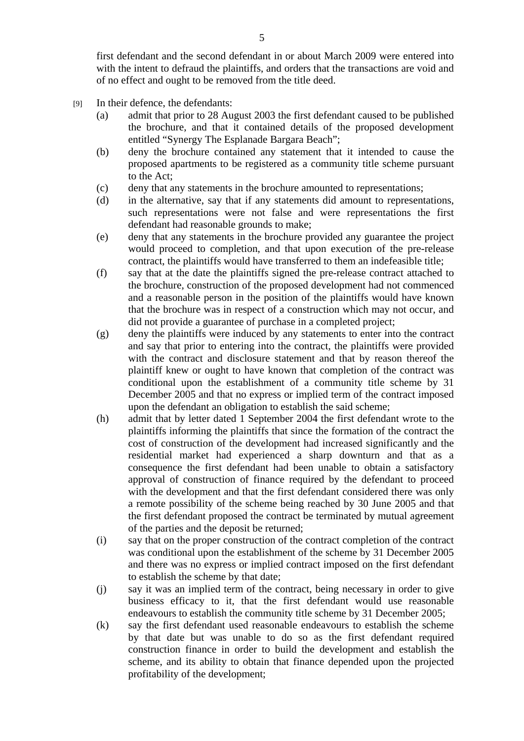first defendant and the second defendant in or about March 2009 were entered into with the intent to defraud the plaintiffs, and orders that the transactions are void and of no effect and ought to be removed from the title deed.

[9] In their defence, the defendants:

(a) admit that prior to 28 August 2003 the first defendant caused to be published the brochure, and that it contained details of the proposed development entitled "Synergy The Esplanade Bargara Beach";

(b) deny the brochure contained any statement that it intended to cause the proposed apartments to be registered as a community title scheme pursuant to the Act;

(c) deny that any statements in the brochure amounted to representations;

(d) in the alternative, say that if any statements did amount to representations, such representations were not false and were representations the first defendant had reasonable grounds to make;

(e) deny that any statements in the brochure provided any guarantee the project would proceed to completion, and that upon execution of the pre-release contract, the plaintiffs would have transferred to them an indefeasible title;

(f) say that at the date the plaintiffs signed the pre-release contract attached to the brochure, construction of the proposed development had not commenced and a reasonable person in the position of the plaintiffs would have known that the brochure was in respect of a construction which may not occur, and did not provide a guarantee of purchase in a completed project;

(g) deny the plaintiffs were induced by any statements to enter into the contract and say that prior to entering into the contract, the plaintiffs were provided with the contract and disclosure statement and that by reason thereof the plaintiff knew or ought to have known that completion of the contract was conditional upon the establishment of a community title scheme by 31 December 2005 and that no express or implied term of the contract imposed upon the defendant an obligation to establish the said scheme;

(h) admit that by letter dated 1 September 2004 the first defendant wrote to the plaintiffs informing the plaintiffs that since the formation of the contract the cost of construction of the development had increased significantly and the residential market had experienced a sharp downturn and that as a consequence the first defendant had been unable to obtain a satisfactory approval of construction of finance required by the defendant to proceed with the development and that the first defendant considered there was only a remote possibility of the scheme being reached by 30 June 2005 and that the first defendant proposed the contract be terminated by mutual agreement of the parties and the deposit be returned;

(i) say that on the proper construction of the contract completion of the contract was conditional upon the establishment of the scheme by 31 December 2005 and there was no express or implied contract imposed on the first defendant to establish the scheme by that date;

(j) say it was an implied term of the contract, being necessary in order to give business efficacy to it, that the first defendant would use reasonable endeavours to establish the community title scheme by 31 December 2005;

(k) say the first defendant used reasonable endeavours to establish the scheme by that date but was unable to do so as the first defendant required construction finance in order to build the development and establish the scheme, and its ability to obtain that finance depended upon the projected profitability of the development;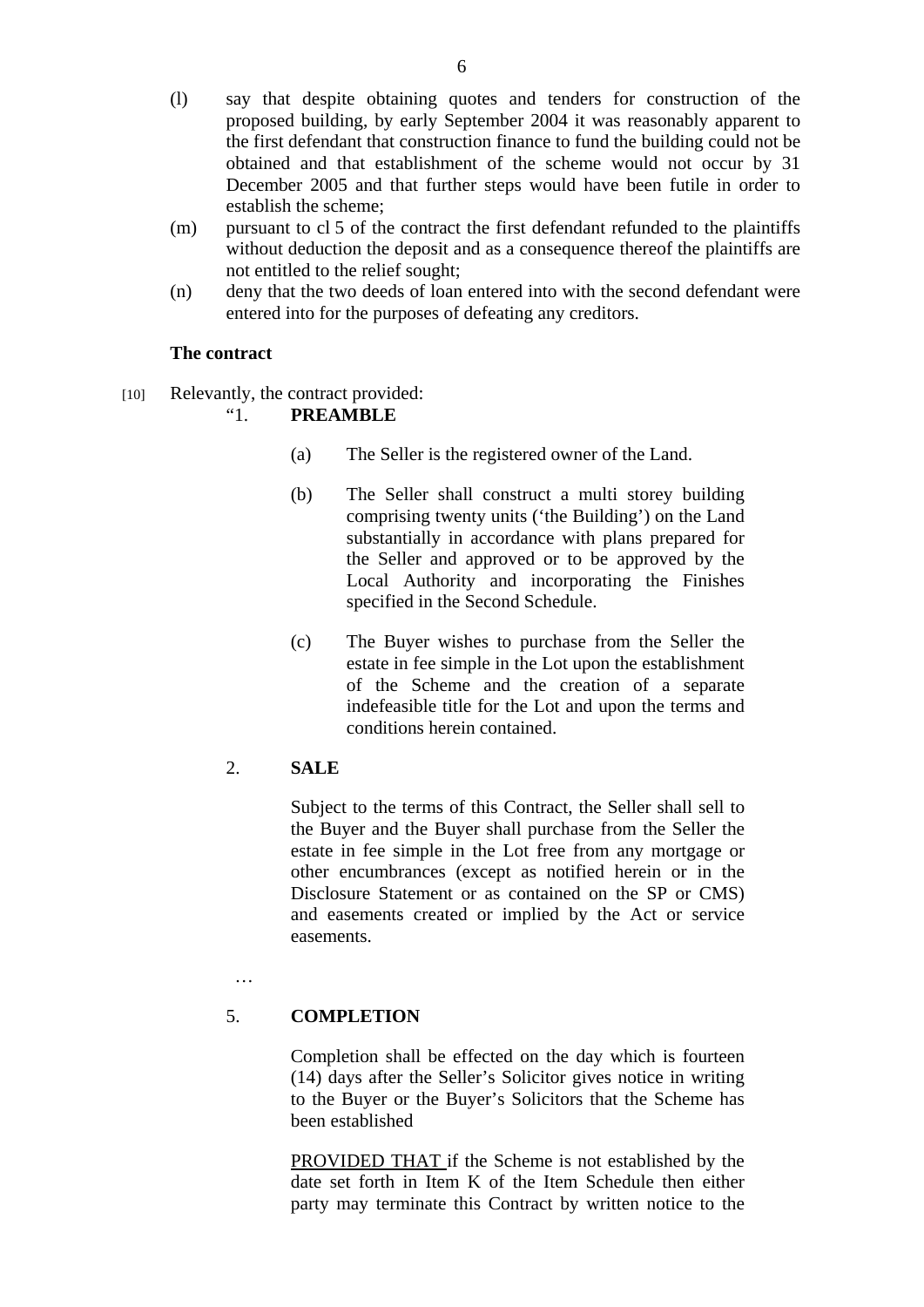(l) say that despite obtaining quotes and tenders for construction of the proposed building, by early September 2004 it was reasonably apparent to the first defendant that construction finance to fund the building could not be obtained and that establishment of the scheme would not occur by 31 December 2005 and that further steps would have been futile in order to establish the scheme;

(m) pursuant to cl 5 of the contract the first defendant refunded to the plaintiffs without deduction the deposit and as a consequence thereof the plaintiffs are not entitled to the relief sought;

(n) deny that the two deeds of loan entered into with the second defendant were entered into for the purposes of defeating any creditors.

**The contract**

[10] Relevantly, the contract provided:

"1. **PREAMBLE**

(a) The Seller is the registered owner of the Land.

(b) The Seller shall construct a multi storey building comprising twenty units ('the Building') on the Land substantially in accordance with plans prepared for the Seller and approved or to be approved by the Local Authority and incorporating the Finishes specified in the Second Schedule.

(c) The Buyer wishes to purchase from the Seller the estate in fee simple in the Lot upon the establishment of the Scheme and the creation of a separate indefeasible title for the Lot and upon the terms and conditions herein contained.

2. **SALE**

Subject to the terms of this Contract, the Seller shall sell to the Buyer and the Buyer shall purchase from the Seller the estate in fee simple in the Lot free from any mortgage or other encumbrances (except as notified herein or in the Disclosure Statement or as contained on the SP or CMS) and easements created or implied by the Act or service easements.

…

5. **COMPLETION**

Completion shall be effected on the day which is fourteen (14) days after the Seller's Solicitor gives notice in writing to the Buyer or the Buyer's Solicitors that the Scheme has been established

<u>PROVIDED THAT</u> if the Scheme is not established by the date set forth in Item K of the Item Schedule then either party may terminate this Contract by written notice to the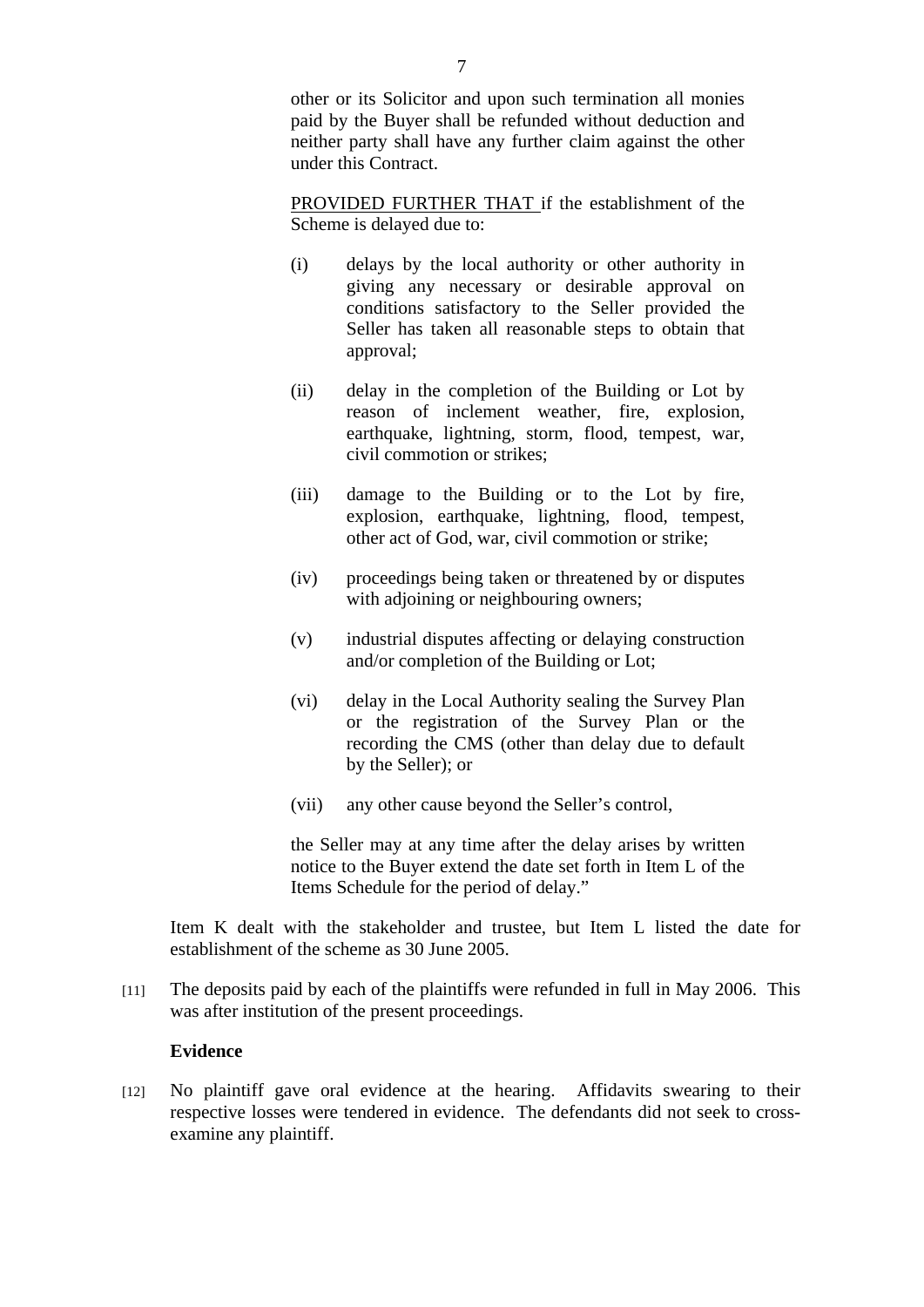other or its Solicitor and upon such termination all monies paid by the Buyer shall be refunded without deduction and neither party shall have any further claim against the other under this Contract.

PROVIDED FURTHER THAT if the establishment of the Scheme is delayed due to:

(i) delays by the local authority or other authority in giving any necessary or desirable approval on conditions satisfactory to the Seller provided the Seller has taken all reasonable steps to obtain that approval;

(ii) delay in the completion of the Building or Lot by reason of inclement weather, fire, explosion, earthquake, lightning, storm, flood, tempest, war, civil commotion or strikes;

(iii) damage to the Building or to the Lot by fire, explosion, earthquake, lightning, flood, tempest, other act of God, war, civil commotion or strike;

(iv) proceedings being taken or threatened by or disputes with adjoining or neighbouring owners;

(v) industrial disputes affecting or delaying construction and/or completion of the Building or Lot;

(vi) delay in the Local Authority sealing the Survey Plan or the registration of the Survey Plan or the recording the CMS (other than delay due to default by the Seller); or

(vii) any other cause beyond the Seller's control,

the Seller may at any time after the delay arises by written notice to the Buyer extend the date set forth in Item L of the Items Schedule for the period of delay."

Item K dealt with the stakeholder and trustee, but Item L listed the date for establishment of the scheme as 30 June 2005.

[11] The deposits paid by each of the plaintiffs were refunded in full in May 2006. This was after institution of the present proceedings.

**Evidence**

[12] No plaintiff gave oral evidence at the hearing. Affidavits swearing to their respective losses were tendered in evidence. The defendants did not seek to cross-examine any plaintiff.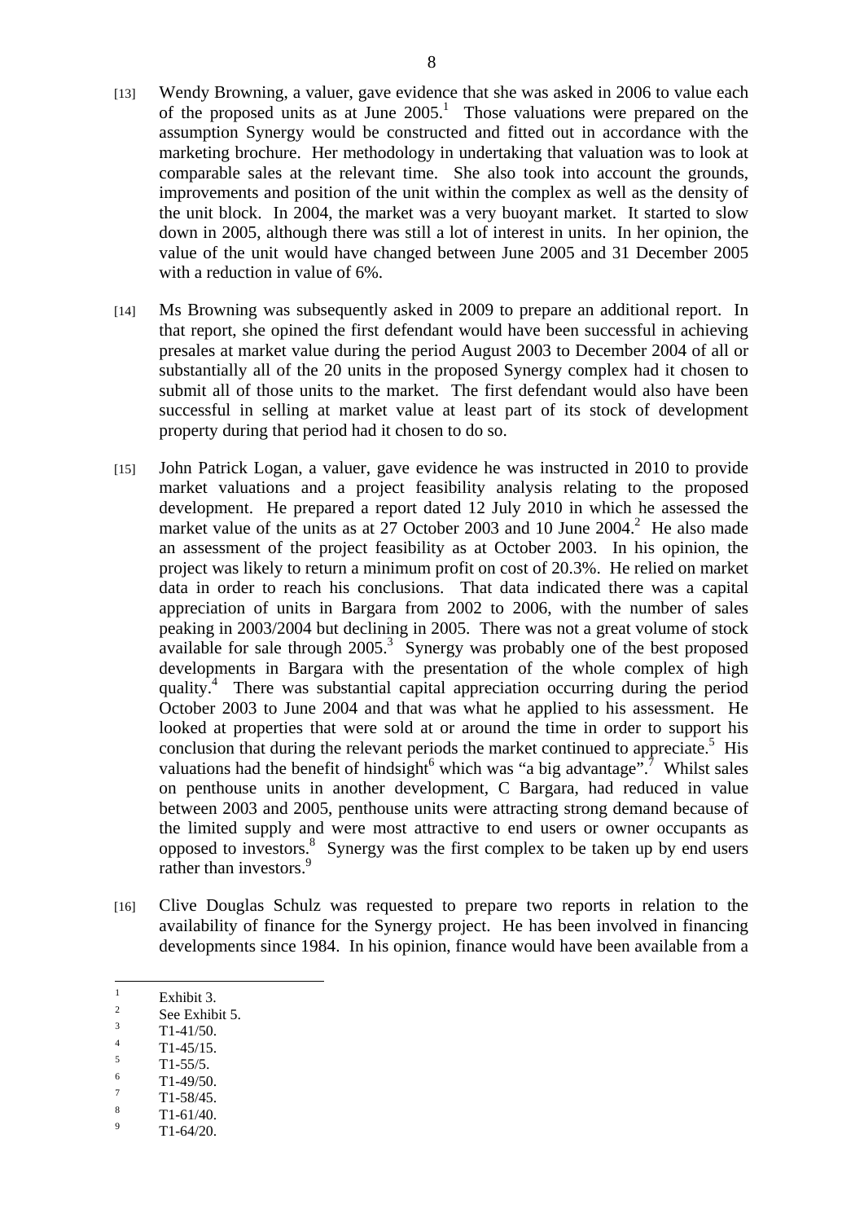[13] Wendy Browning, a valuer, gave evidence that she was asked in 2006 to value each of the proposed units as at June 2005.[1] Those valuations were prepared on the assumption Synergy would be constructed and fitted out in accordance with the marketing brochure. Her methodology in undertaking that valuation was to look at comparable sales at the relevant time. She also took into account the grounds, improvements and position of the unit within the complex as well as the density of the unit block. In 2004, the market was a very buoyant market. It started to slow down in 2005, although there was still a lot of interest in units. In her opinion, the value of the unit would have changed between June 2005 and 31 December 2005 with a reduction in value of 6%.

[14] Ms Browning was subsequently asked in 2009 to prepare an additional report. In that report, she opined the first defendant would have been successful in achieving presales at market value during the period August 2003 to December 2004 of all or substantially all of the 20 units in the proposed Synergy complex had it chosen to submit all of those units to the market. The first defendant would also have been successful in selling at market value at least part of its stock of development property during that period had it chosen to do so.

[15] John Patrick Logan, a valuer, gave evidence he was instructed in 2010 to provide market valuations and a project feasibility analysis relating to the proposed development. He prepared a report dated 12 July 2010 in which he assessed the market value of the units as at 27 October 2003 and 10 June 2004.[2] He also made an assessment of the project feasibility as at October 2003. In his opinion, the project was likely to return a minimum profit on cost of 20.3%. He relied on market data in order to reach his conclusions. That data indicated there was a capital appreciation of units in Bargara from 2002 to 2006, with the number of sales peaking in 2003/2004 but declining in 2005. There was not a great volume of stock available for sale through 2005.[3] Synergy was probably one of the best proposed developments in Bargara with the presentation of the whole complex of high quality.[4] There was substantial capital appreciation occurring during the period October 2003 to June 2004 and that was what he applied to his assessment. He looked at properties that were sold at or around the time in order to support his conclusion that during the relevant periods the market continued to appreciate.[5] His valuations had the benefit of hindsight[6] which was "a big advantage".[7] Whilst sales on penthouse units in another development, C Bargara, had reduced in value between 2003 and 2005, penthouse units were attracting strong demand because of the limited supply and were most attractive to end users or owner occupants as opposed to investors.[8] Synergy was the first complex to be taken up by end users rather than investors.[9]

[16] Clive Douglas Schulz was requested to prepare two reports in relation to the availability of finance for the Synergy project. He has been involved in financing developments since 1984. In his opinion, finance would have been available from a

---

[1] Exhibit 3.
[2] See Exhibit 5.
[3] T1-41/50.
[4] T1-45/15.
[5] T1-55/5.
[6] T1-49/50.
[7] T1-58/45.
[8] T1-61/40.
[9] T1-64/20.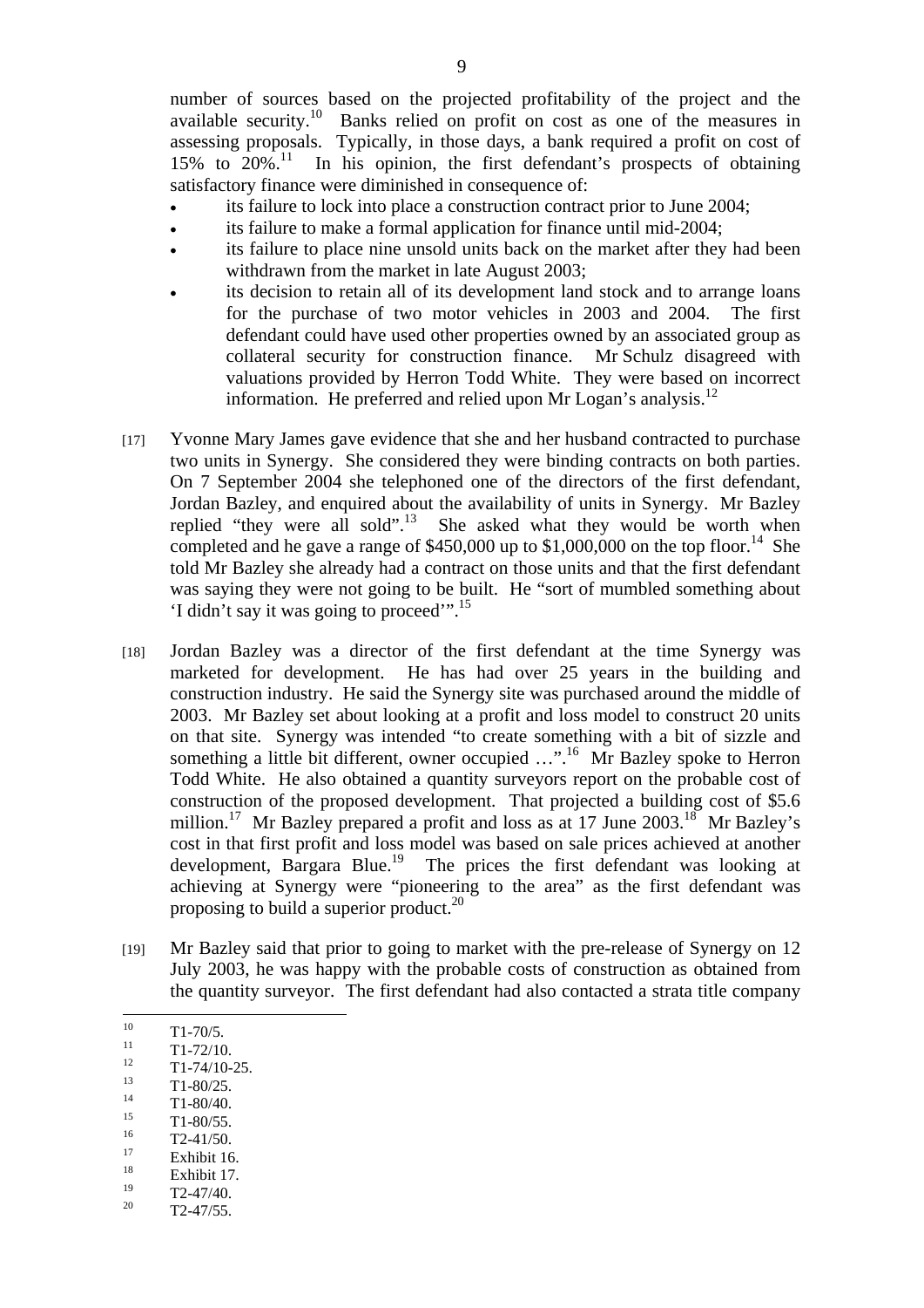number of sources based on the projected profitability of the project and the available security.[10] Banks relied on profit on cost as one of the measures in assessing proposals. Typically, in those days, a bank required a profit on cost of 15% to 20%.[11] In his opinion, the first defendant's prospects of obtaining satisfactory finance were diminished in consequence of:

- its failure to lock into place a construction contract prior to June 2004;
- its failure to make a formal application for finance until mid-2004;
- its failure to place nine unsold units back on the market after they had been withdrawn from the market in late August 2003;
- its decision to retain all of its development land stock and to arrange loans for the purchase of two motor vehicles in 2003 and 2004. The first defendant could have used other properties owned by an associated group as collateral security for construction finance. Mr Schulz disagreed with valuations provided by Herron Todd White. They were based on incorrect information. He preferred and relied upon Mr Logan's analysis.[12]

[17] Yvonne Mary James gave evidence that she and her husband contracted to purchase two units in Synergy. She considered they were binding contracts on both parties. On 7 September 2004 she telephoned one of the directors of the first defendant, Jordan Bazley, and enquired about the availability of units in Synergy. Mr Bazley replied "they were all sold".[13] She asked what they would be worth when completed and he gave a range of $450,000 up to $1,000,000 on the top floor.[14] She told Mr Bazley she already had a contract on those units and that the first defendant was saying they were not going to be built. He "sort of mumbled something about 'I didn't say it was going to proceed'".[15]

[18] Jordan Bazley was a director of the first defendant at the time Synergy was marketed for development. He has had over 25 years in the building and construction industry. He said the Synergy site was purchased around the middle of 2003. Mr Bazley set about looking at a profit and loss model to construct 20 units on that site. Synergy was intended "to create something with a bit of sizzle and something a little bit different, owner occupied …".[16] Mr Bazley spoke to Herron Todd White. He also obtained a quantity surveyors report on the probable cost of construction of the proposed development. That projected a building cost of $5.6 million.[17] Mr Bazley prepared a profit and loss as at 17 June 2003.[18] Mr Bazley's cost in that first profit and loss model was based on sale prices achieved at another development, Bargara Blue.[19] The prices the first defendant was looking at achieving at Synergy were "pioneering to the area" as the first defendant was proposing to build a superior product.[20]

[19] Mr Bazley said that prior to going to market with the pre-release of Synergy on 12 July 2003, he was happy with the probable costs of construction as obtained from the quantity surveyor. The first defendant had also contacted a strata title company

---

[10] T1-70/5.
[11] T1-72/10.
[12] T1-74/10-25.
[13] T1-80/25.
[14] T1-80/40.
[15] T1-80/55.
[16] T2-41/50.
[17] Exhibit 16.
[18] Exhibit 17.
[19] T2-47/40.
[20] T2-47/55.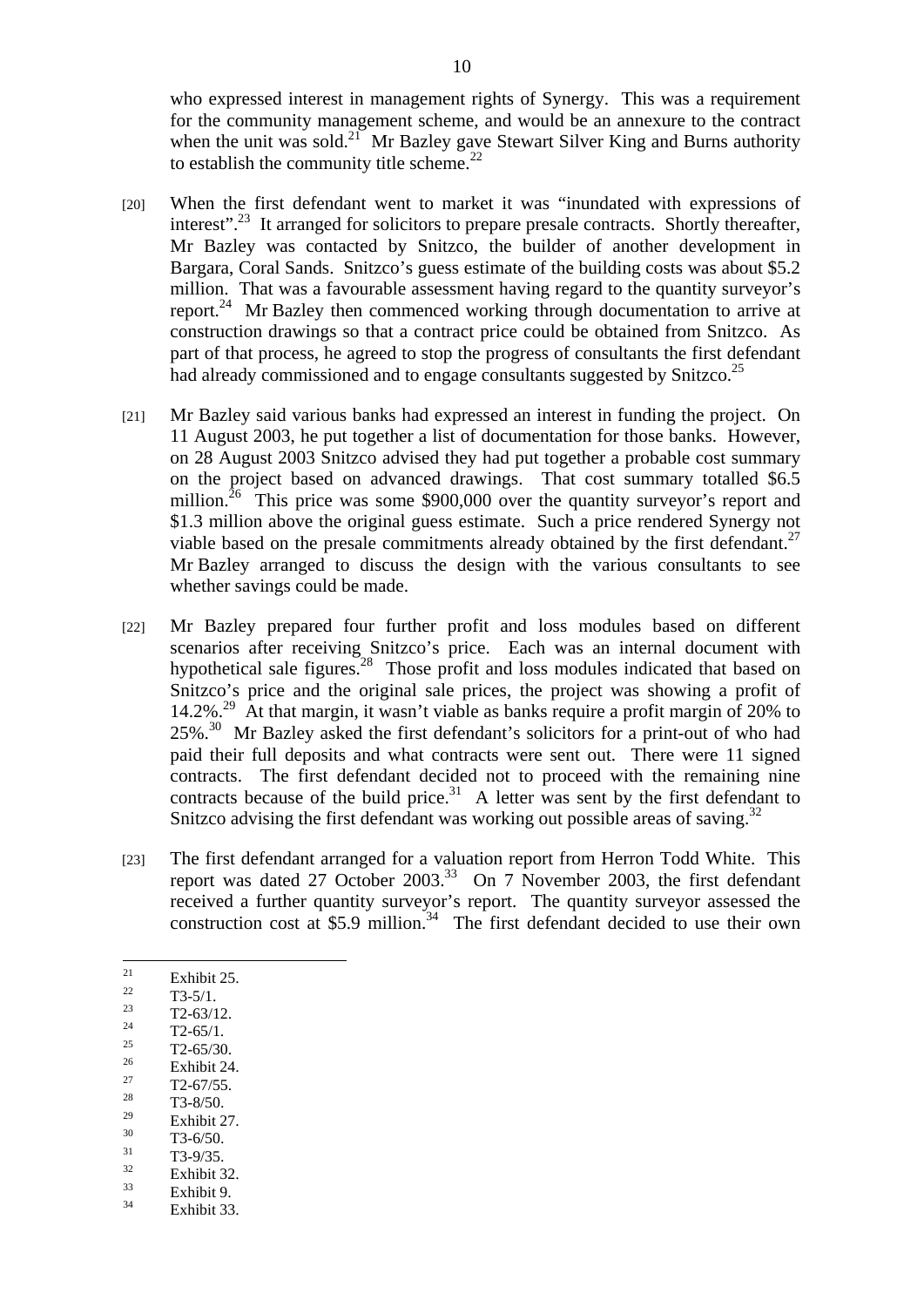who expressed interest in management rights of Synergy. This was a requirement for the community management scheme, and would be an annexure to the contract when the unit was sold.[21] Mr Bazley gave Stewart Silver King and Burns authority to establish the community title scheme.[22]

[20] When the first defendant went to market it was "inundated with expressions of interest".[23] It arranged for solicitors to prepare presale contracts. Shortly thereafter, Mr Bazley was contacted by Snitzco, the builder of another development in Bargara, Coral Sands. Snitzco's guess estimate of the building costs was about $5.2 million. That was a favourable assessment having regard to the quantity surveyor's report.[24] Mr Bazley then commenced working through documentation to arrive at construction drawings so that a contract price could be obtained from Snitzco. As part of that process, he agreed to stop the progress of consultants the first defendant had already commissioned and to engage consultants suggested by Snitzco.[25]

[21] Mr Bazley said various banks had expressed an interest in funding the project. On 11 August 2003, he put together a list of documentation for those banks. However, on 28 August 2003 Snitzco advised they had put together a probable cost summary on the project based on advanced drawings. That cost summary totalled $6.5 million.[26] This price was some $900,000 over the quantity surveyor's report and $1.3 million above the original guess estimate. Such a price rendered Synergy not viable based on the presale commitments already obtained by the first defendant.[27] Mr Bazley arranged to discuss the design with the various consultants to see whether savings could be made.

[22] Mr Bazley prepared four further profit and loss modules based on different scenarios after receiving Snitzco's price. Each was an internal document with hypothetical sale figures.[28] Those profit and loss modules indicated that based on Snitzco's price and the original sale prices, the project was showing a profit of 14.2%.[29] At that margin, it wasn't viable as banks require a profit margin of 20% to 25%.[30] Mr Bazley asked the first defendant's solicitors for a print-out of who had paid their full deposits and what contracts were sent out. There were 11 signed contracts. The first defendant decided not to proceed with the remaining nine contracts because of the build price.[31] A letter was sent by the first defendant to Snitzco advising the first defendant was working out possible areas of saving.[32]

[23] The first defendant arranged for a valuation report from Herron Todd White. This report was dated 27 October 2003.[33] On 7 November 2003, the first defendant received a further quantity surveyor's report. The quantity surveyor assessed the construction cost at $5.9 million.[34] The first defendant decided to use their own

---

[21] Exhibit 25.
[22] T3-5/1.
[23] T2-63/12.
[24] T2-65/1.
[25] T2-65/30.
[26] Exhibit 24.
[27] T2-67/55.
[28] T3-8/50.
[29] Exhibit 27.
[30] T3-6/50.
[31] T3-9/35.
[32] Exhibit 32.
[33] Exhibit 9.
[34] Exhibit 33.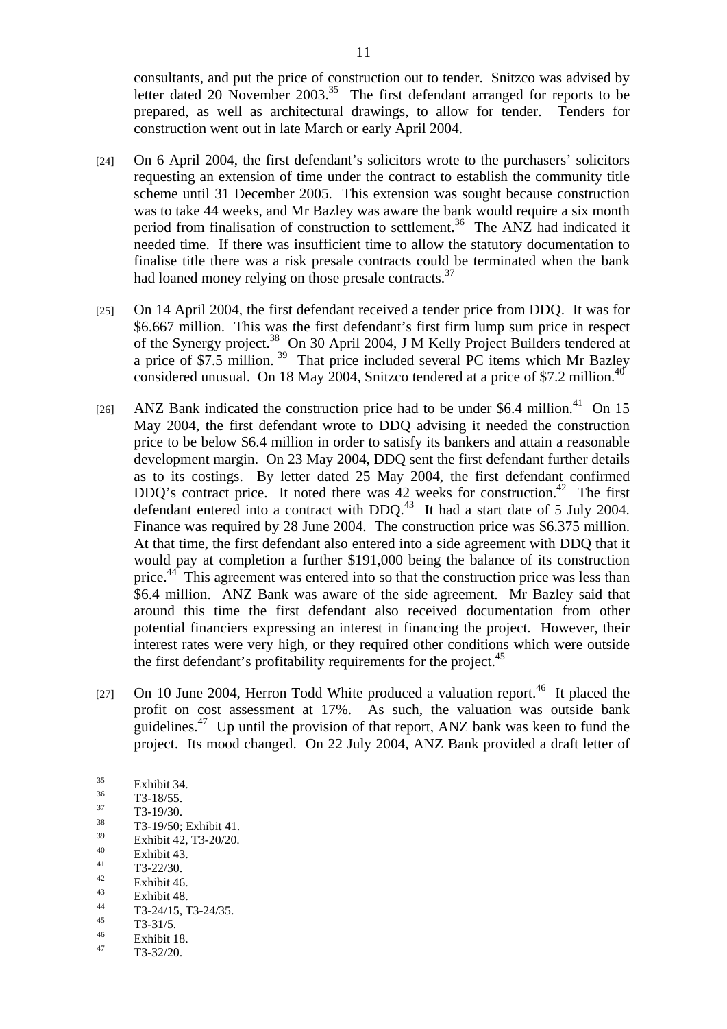consultants, and put the price of construction out to tender. Snitzco was advised by letter dated 20 November 2003.[35] The first defendant arranged for reports to be prepared, as well as architectural drawings, to allow for tender. Tenders for construction went out in late March or early April 2004.

[24] On 6 April 2004, the first defendant's solicitors wrote to the purchasers' solicitors requesting an extension of time under the contract to establish the community title scheme until 31 December 2005. This extension was sought because construction was to take 44 weeks, and Mr Bazley was aware the bank would require a six month period from finalisation of construction to settlement.[36] The ANZ had indicated it needed time. If there was insufficient time to allow the statutory documentation to finalise title there was a risk presale contracts could be terminated when the bank had loaned money relying on those presale contracts.[37]

[25] On 14 April 2004, the first defendant received a tender price from DDQ. It was for $6.667 million. This was the first defendant's first firm lump sum price in respect of the Synergy project.[38] On 30 April 2004, J M Kelly Project Builders tendered at a price of $7.5 million.[39] That price included several PC items which Mr Bazley considered unusual. On 18 May 2004, Snitzco tendered at a price of $7.2 million.[40]

[26] ANZ Bank indicated the construction price had to be under $6.4 million.[41] On 15 May 2004, the first defendant wrote to DDQ advising it needed the construction price to be below $6.4 million in order to satisfy its bankers and attain a reasonable development margin. On 23 May 2004, DDQ sent the first defendant further details as to its costings. By letter dated 25 May 2004, the first defendant confirmed DDQ's contract price. It noted there was 42 weeks for construction.[42] The first defendant entered into a contract with DDQ.[43] It had a start date of 5 July 2004. Finance was required by 28 June 2004. The construction price was $6.375 million. At that time, the first defendant also entered into a side agreement with DDQ that it would pay at completion a further $191,000 being the balance of its construction price.[44] This agreement was entered into so that the construction price was less than $6.4 million. ANZ Bank was aware of the side agreement. Mr Bazley said that around this time the first defendant also received documentation from other potential financiers expressing an interest in financing the project. However, their interest rates were very high, or they required other conditions which were outside the first defendant's profitability requirements for the project.[45]

[27] On 10 June 2004, Herron Todd White produced a valuation report.[46] It placed the profit on cost assessment at 17%. As such, the valuation was outside bank guidelines.[47] Up until the provision of that report, ANZ bank was keen to fund the project. Its mood changed. On 22 July 2004, ANZ Bank provided a draft letter of

---

[35] Exhibit 34.
[36] T3-18/55.
[37] T3-19/30.
[38] T3-19/50; Exhibit 41.
[39] Exhibit 42, T3-20/20.
[40] Exhibit 43.
[41] T3-22/30.
[42] Exhibit 46.
[43] Exhibit 48.
[44] T3-24/15, T3-24/35.
[45] T3-31/5.
[46] Exhibit 18.
[47] T3-32/20.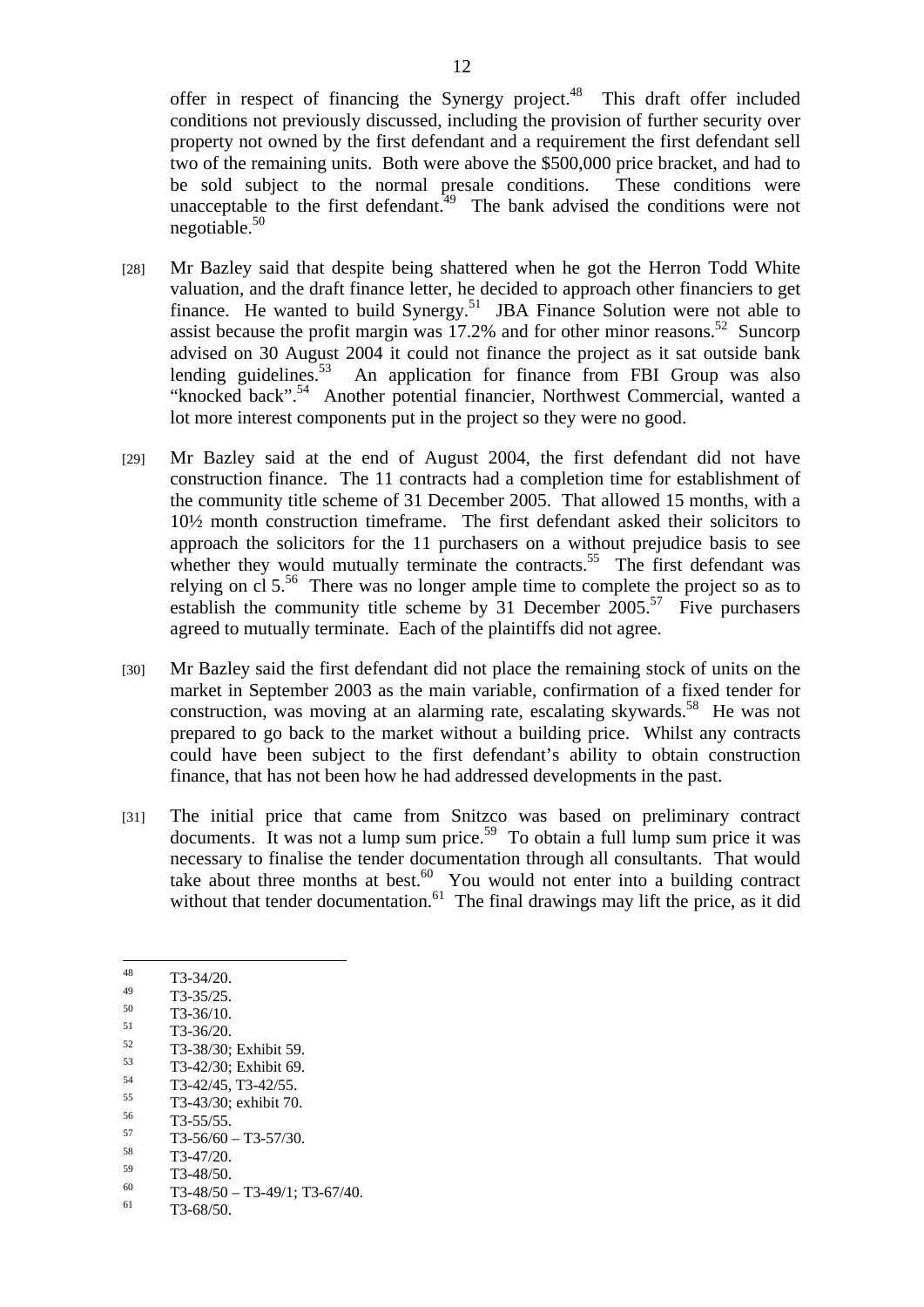offer in respect of financing the Synergy project.[48] This draft offer included conditions not previously discussed, including the provision of further security over property not owned by the first defendant and a requirement the first defendant sell two of the remaining units. Both were above the $500,000 price bracket, and had to be sold subject to the normal presale conditions. These conditions were unacceptable to the first defendant.[49] The bank advised the conditions were not negotiable.[50]

[28] Mr Bazley said that despite being shattered when he got the Herron Todd White valuation, and the draft finance letter, he decided to approach other financiers to get finance. He wanted to build Synergy.[51] JBA Finance Solution were not able to assist because the profit margin was 17.2% and for other minor reasons.[52] Suncorp advised on 30 August 2004 it could not finance the project as it sat outside bank lending guidelines.[53] An application for finance from FBI Group was also "knocked back".[54] Another potential financier, Northwest Commercial, wanted a lot more interest components put in the project so they were no good.

[29] Mr Bazley said at the end of August 2004, the first defendant did not have construction finance. The 11 contracts had a completion time for establishment of the community title scheme of 31 December 2005. That allowed 15 months, with a 10½ month construction timeframe. The first defendant asked their solicitors to approach the solicitors for the 11 purchasers on a without prejudice basis to see whether they would mutually terminate the contracts.[55] The first defendant was relying on cl 5.[56] There was no longer ample time to complete the project so as to establish the community title scheme by 31 December 2005.[57] Five purchasers agreed to mutually terminate. Each of the plaintiffs did not agree.

[30] Mr Bazley said the first defendant did not place the remaining stock of units on the market in September 2003 as the main variable, confirmation of a fixed tender for construction, was moving at an alarming rate, escalating skywards.[58] He was not prepared to go back to the market without a building price. Whilst any contracts could have been subject to the first defendant's ability to obtain construction finance, that has not been how he had addressed developments in the past.

[31] The initial price that came from Snitzco was based on preliminary contract documents. It was not a lump sum price.[59] To obtain a full lump sum price it was necessary to finalise the tender documentation through all consultants. That would take about three months at best.[60] You would not enter into a building contract without that tender documentation.[61] The final drawings may lift the price, as it did

---

[48] T3-34/20.
[49] T3-35/25.
[50] T3-36/10.
[51] T3-36/20.
[52] T3-38/30; Exhibit 59.
[53] T3-42/30; Exhibit 69.
[54] T3-42/45, T3-42/55.
[55] T3-43/30; exhibit 70.
[56] T3-55/55.
[57] T3-56/60 – T3-57/30.
[58] T3-47/20.
[59] T3-48/50.
[60] T3-48/50 – T3-49/1; T3-67/40.
[61] T3-68/50.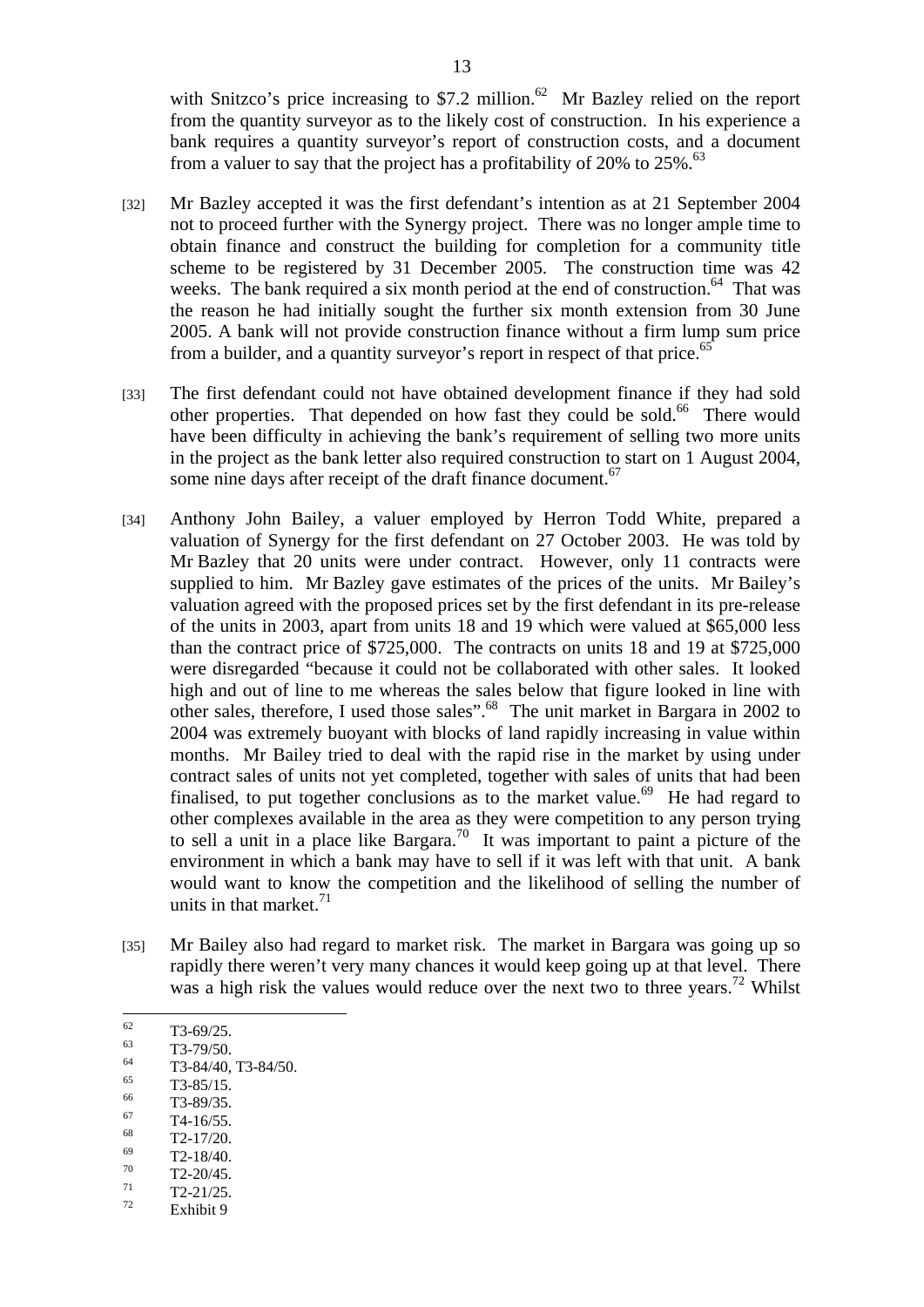with Snitzco's price increasing to $7.2 million.[62] Mr Bazley relied on the report from the quantity surveyor as to the likely cost of construction. In his experience a bank requires a quantity surveyor's report of construction costs, and a document from a valuer to say that the project has a profitability of 20% to 25%.[63]

[32] Mr Bazley accepted it was the first defendant's intention as at 21 September 2004 not to proceed further with the Synergy project. There was no longer ample time to obtain finance and construct the building for completion for a community title scheme to be registered by 31 December 2005. The construction time was 42 weeks. The bank required a six month period at the end of construction.[64] That was the reason he had initially sought the further six month extension from 30 June 2005. A bank will not provide construction finance without a firm lump sum price from a builder, and a quantity surveyor's report in respect of that price.[65]

[33] The first defendant could not have obtained development finance if they had sold other properties. That depended on how fast they could be sold.[66] There would have been difficulty in achieving the bank's requirement of selling two more units in the project as the bank letter also required construction to start on 1 August 2004, some nine days after receipt of the draft finance document.[67]

[34] Anthony John Bailey, a valuer employed by Herron Todd White, prepared a valuation of Synergy for the first defendant on 27 October 2003. He was told by Mr Bazley that 20 units were under contract. However, only 11 contracts were supplied to him. Mr Bazley gave estimates of the prices of the units. Mr Bailey's valuation agreed with the proposed prices set by the first defendant in its pre-release of the units in 2003, apart from units 18 and 19 which were valued at $65,000 less than the contract price of $725,000. The contracts on units 18 and 19 at $725,000 were disregarded "because it could not be collaborated with other sales. It looked high and out of line to me whereas the sales below that figure looked in line with other sales, therefore, I used those sales".[68] The unit market in Bargara in 2002 to 2004 was extremely buoyant with blocks of land rapidly increasing in value within months. Mr Bailey tried to deal with the rapid rise in the market by using under contract sales of units not yet completed, together with sales of units that had been finalised, to put together conclusions as to the market value.[69] He had regard to other complexes available in the area as they were competition to any person trying to sell a unit in a place like Bargara.[70] It was important to paint a picture of the environment in which a bank may have to sell if it was left with that unit. A bank would want to know the competition and the likelihood of selling the number of units in that market.[71]

[35] Mr Bailey also had regard to market risk. The market in Bargara was going up so rapidly there weren't very many chances it would keep going up at that level. There was a high risk the values would reduce over the next two to three years.[72] Whilst

---

[62] T3-69/25.
[63] T3-79/50.
[64] T3-84/40, T3-84/50.
[65] T3-85/15.
[66] T3-89/35.
[67] T4-16/55.
[68] T2-17/20.
[69] T2-18/40.
[70] T2-20/45.
[71] T2-21/25.
[72] Exhibit 9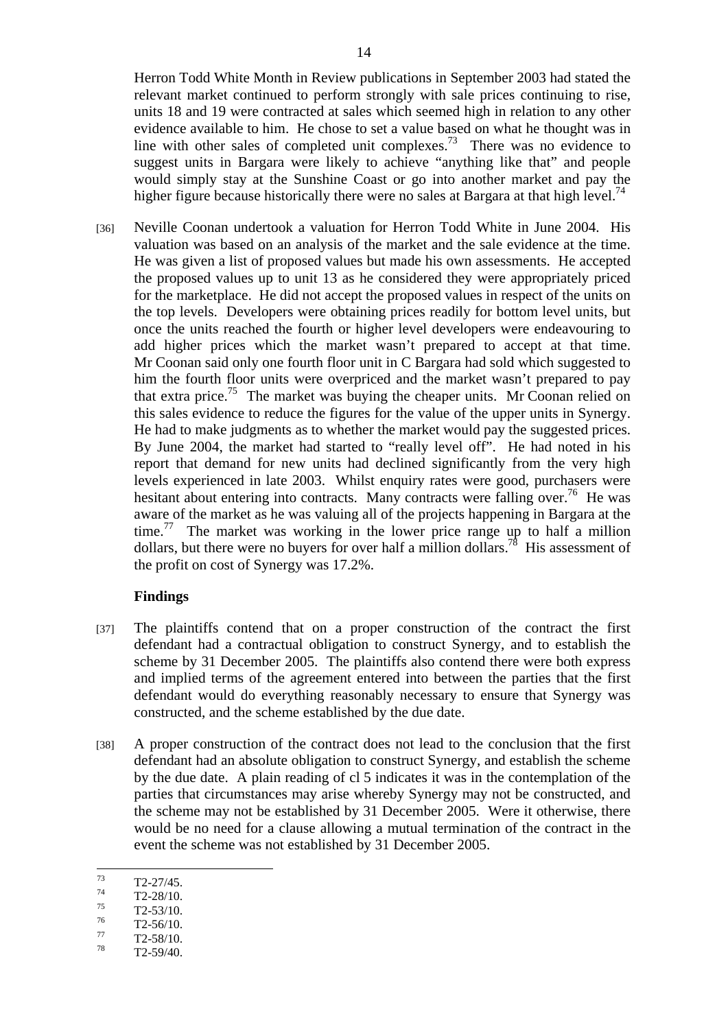Herron Todd White Month in Review publications in September 2003 had stated the relevant market continued to perform strongly with sale prices continuing to rise, units 18 and 19 were contracted at sales which seemed high in relation to any other evidence available to him. He chose to set a value based on what he thought was in line with other sales of completed unit complexes.[73] There was no evidence to suggest units in Bargara were likely to achieve "anything like that" and people would simply stay at the Sunshine Coast or go into another market and pay the higher figure because historically there were no sales at Bargara at that high level.[74]

[36] Neville Coonan undertook a valuation for Herron Todd White in June 2004. His valuation was based on an analysis of the market and the sale evidence at the time. He was given a list of proposed values but made his own assessments. He accepted the proposed values up to unit 13 as he considered they were appropriately priced for the marketplace. He did not accept the proposed values in respect of the units on the top levels. Developers were obtaining prices readily for bottom level units, but once the units reached the fourth or higher level developers were endeavouring to add higher prices which the market wasn't prepared to accept at that time. Mr Coonan said only one fourth floor unit in C Bargara had sold which suggested to him the fourth floor units were overpriced and the market wasn't prepared to pay that extra price.[75] The market was buying the cheaper units. Mr Coonan relied on this sales evidence to reduce the figures for the value of the upper units in Synergy. He had to make judgments as to whether the market would pay the suggested prices. By June 2004, the market had started to "really level off". He had noted in his report that demand for new units had declined significantly from the very high levels experienced in late 2003. Whilst enquiry rates were good, purchasers were hesitant about entering into contracts. Many contracts were falling over.[76] He was aware of the market as he was valuing all of the projects happening in Bargara at the time.[77] The market was working in the lower price range up to half a million dollars, but there were no buyers for over half a million dollars.[78] His assessment of the profit on cost of Synergy was 17.2%.

## Findings

[37] The plaintiffs contend that on a proper construction of the contract the first defendant had a contractual obligation to construct Synergy, and to establish the scheme by 31 December 2005. The plaintiffs also contend there were both express and implied terms of the agreement entered into between the parties that the first defendant would do everything reasonably necessary to ensure that Synergy was constructed, and the scheme established by the due date.

[38] A proper construction of the contract does not lead to the conclusion that the first defendant had an absolute obligation to construct Synergy, and establish the scheme by the due date. A plain reading of cl 5 indicates it was in the contemplation of the parties that circumstances may arise whereby Synergy may not be constructed, and the scheme may not be established by 31 December 2005. Were it otherwise, there would be no need for a clause allowing a mutual termination of the contract in the event the scheme was not established by 31 December 2005.

---

[73] T2-27/45.

[74] T2-28/10.

[75] T2-53/10.

[76] T2-56/10.

[77] T2-58/10.

[78] T2-59/40.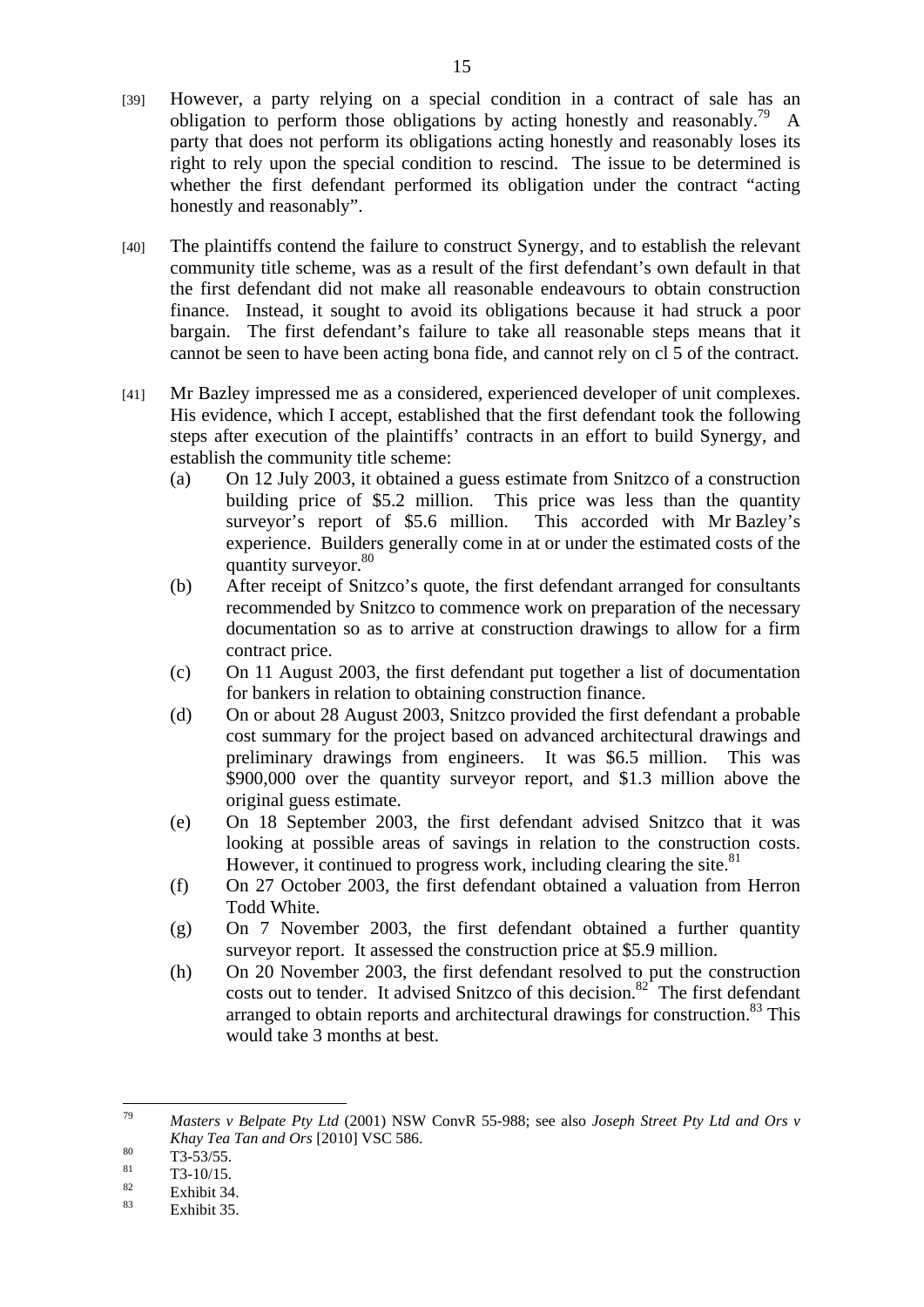[39] However, a party relying on a special condition in a contract of sale has an obligation to perform those obligations by acting honestly and reasonably.[79] A party that does not perform its obligations acting honestly and reasonably loses its right to rely upon the special condition to rescind. The issue to be determined is whether the first defendant performed its obligation under the contract "acting honestly and reasonably".

[40] The plaintiffs contend the failure to construct Synergy, and to establish the relevant community title scheme, was as a result of the first defendant's own default in that the first defendant did not make all reasonable endeavours to obtain construction finance. Instead, it sought to avoid its obligations because it had struck a poor bargain. The first defendant's failure to take all reasonable steps means that it cannot be seen to have been acting bona fide, and cannot rely on cl 5 of the contract.

[41] Mr Bazley impressed me as a considered, experienced developer of unit complexes. His evidence, which I accept, established that the first defendant took the following steps after execution of the plaintiffs' contracts in an effort to build Synergy, and establish the community title scheme:

(a) On 12 July 2003, it obtained a guess estimate from Snitzco of a construction building price of \$5.2 million. This price was less than the quantity surveyor's report of \$5.6 million. This accorded with Mr Bazley's experience. Builders generally come in at or under the estimated costs of the quantity surveyor.[80]

(b) After receipt of Snitzco's quote, the first defendant arranged for consultants recommended by Snitzco to commence work on preparation of the necessary documentation so as to arrive at construction drawings to allow for a firm contract price.

(c) On 11 August 2003, the first defendant put together a list of documentation for bankers in relation to obtaining construction finance.

(d) On or about 28 August 2003, Snitzco provided the first defendant a probable cost summary for the project based on advanced architectural drawings and preliminary drawings from engineers. It was \$6.5 million. This was \$900,000 over the quantity surveyor report, and \$1.3 million above the original guess estimate.

(e) On 18 September 2003, the first defendant advised Snitzco that it was looking at possible areas of savings in relation to the construction costs. However, it continued to progress work, including clearing the site.[81]

(f) On 27 October 2003, the first defendant obtained a valuation from Herron Todd White.

(g) On 7 November 2003, the first defendant obtained a further quantity surveyor report. It assessed the construction price at \$5.9 million.

(h) On 20 November 2003, the first defendant resolved to put the construction costs out to tender. It advised Snitzco of this decision.[82] The first defendant arranged to obtain reports and architectural drawings for construction.[83] This would take 3 months at best.

---

[79] *Masters v Belpate Pty Ltd* (2001) NSW ConvR 55-988; see also *Joseph Street Pty Ltd and Ors v Khay Tea Tan and Ors* [2010] VSC 586.

[80] T3-53/55.

[81] T3-10/15.

[82] Exhibit 34.

[83] Exhibit 35.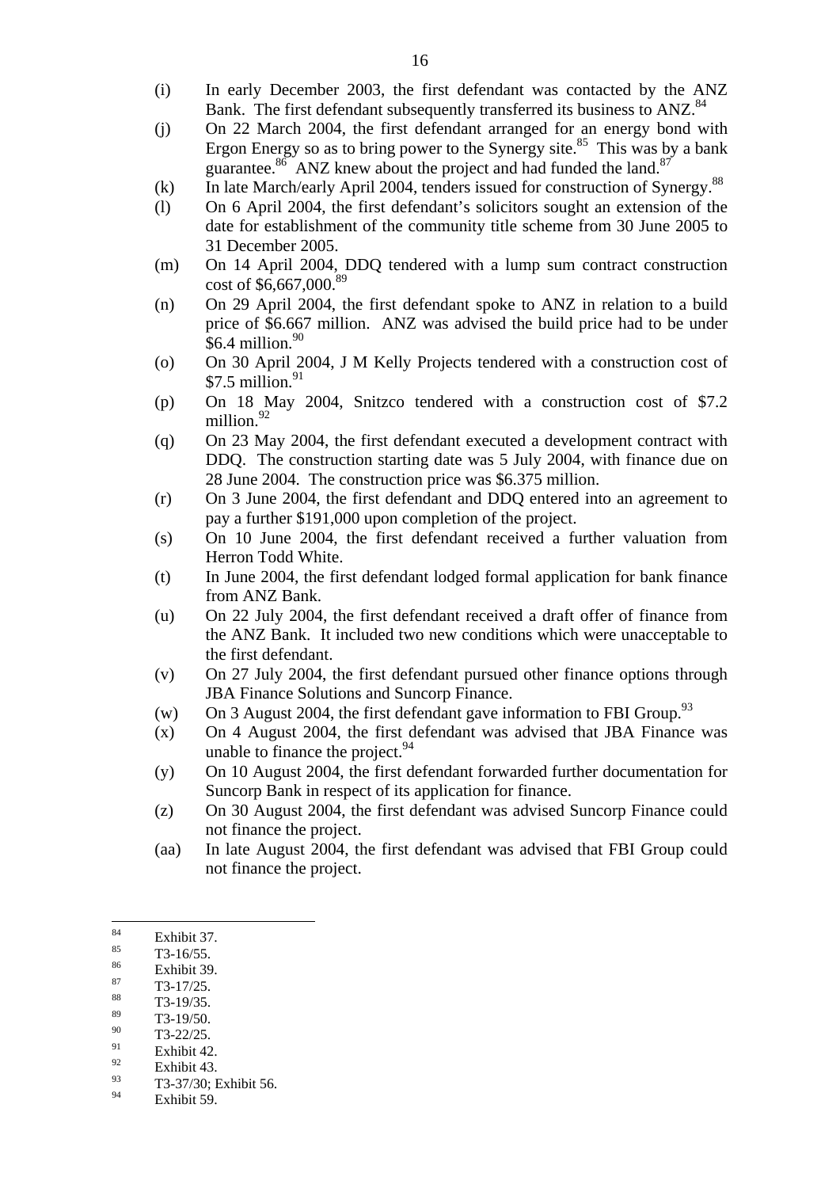(i) In early December 2003, the first defendant was contacted by the ANZ Bank. The first defendant subsequently transferred its business to ANZ.[84]

(j) On 22 March 2004, the first defendant arranged for an energy bond with Ergon Energy so as to bring power to the Synergy site.[85] This was by a bank guarantee.[86] ANZ knew about the project and had funded the land.[87]

(k) In late March/early April 2004, tenders issued for construction of Synergy.[88]

(l) On 6 April 2004, the first defendant's solicitors sought an extension of the date for establishment of the community title scheme from 30 June 2005 to 31 December 2005.

(m) On 14 April 2004, DDQ tendered with a lump sum contract construction cost of $6,667,000.[89]

(n) On 29 April 2004, the first defendant spoke to ANZ in relation to a build price of $6.667 million. ANZ was advised the build price had to be under $6.4 million.[90]

(o) On 30 April 2004, J M Kelly Projects tendered with a construction cost of $7.5 million.[91]

(p) On 18 May 2004, Snitzco tendered with a construction cost of $7.2 million.[92]

(q) On 23 May 2004, the first defendant executed a development contract with DDQ. The construction starting date was 5 July 2004, with finance due on 28 June 2004. The construction price was $6.375 million.

(r) On 3 June 2004, the first defendant and DDQ entered into an agreement to pay a further $191,000 upon completion of the project.

(s) On 10 June 2004, the first defendant received a further valuation from Herron Todd White.

(t) In June 2004, the first defendant lodged formal application for bank finance from ANZ Bank.

(u) On 22 July 2004, the first defendant received a draft offer of finance from the ANZ Bank. It included two new conditions which were unacceptable to the first defendant.

(v) On 27 July 2004, the first defendant pursued other finance options through JBA Finance Solutions and Suncorp Finance.

(w) On 3 August 2004, the first defendant gave information to FBI Group.[93]

(x) On 4 August 2004, the first defendant was advised that JBA Finance was unable to finance the project.[94]

(y) On 10 August 2004, the first defendant forwarded further documentation for Suncorp Bank in respect of its application for finance.

(z) On 30 August 2004, the first defendant was advised Suncorp Finance could not finance the project.

(aa) In late August 2004, the first defendant was advised that FBI Group could not finance the project.

---

[84] Exhibit 37.
[85] T3-16/55.
[86] Exhibit 39.
[87] T3-17/25.
[88] T3-19/35.
[89] T3-19/50.
[90] T3-22/25.
[91] Exhibit 42.
[92] Exhibit 43.
[93] T3-37/30; Exhibit 56.
[94] Exhibit 59.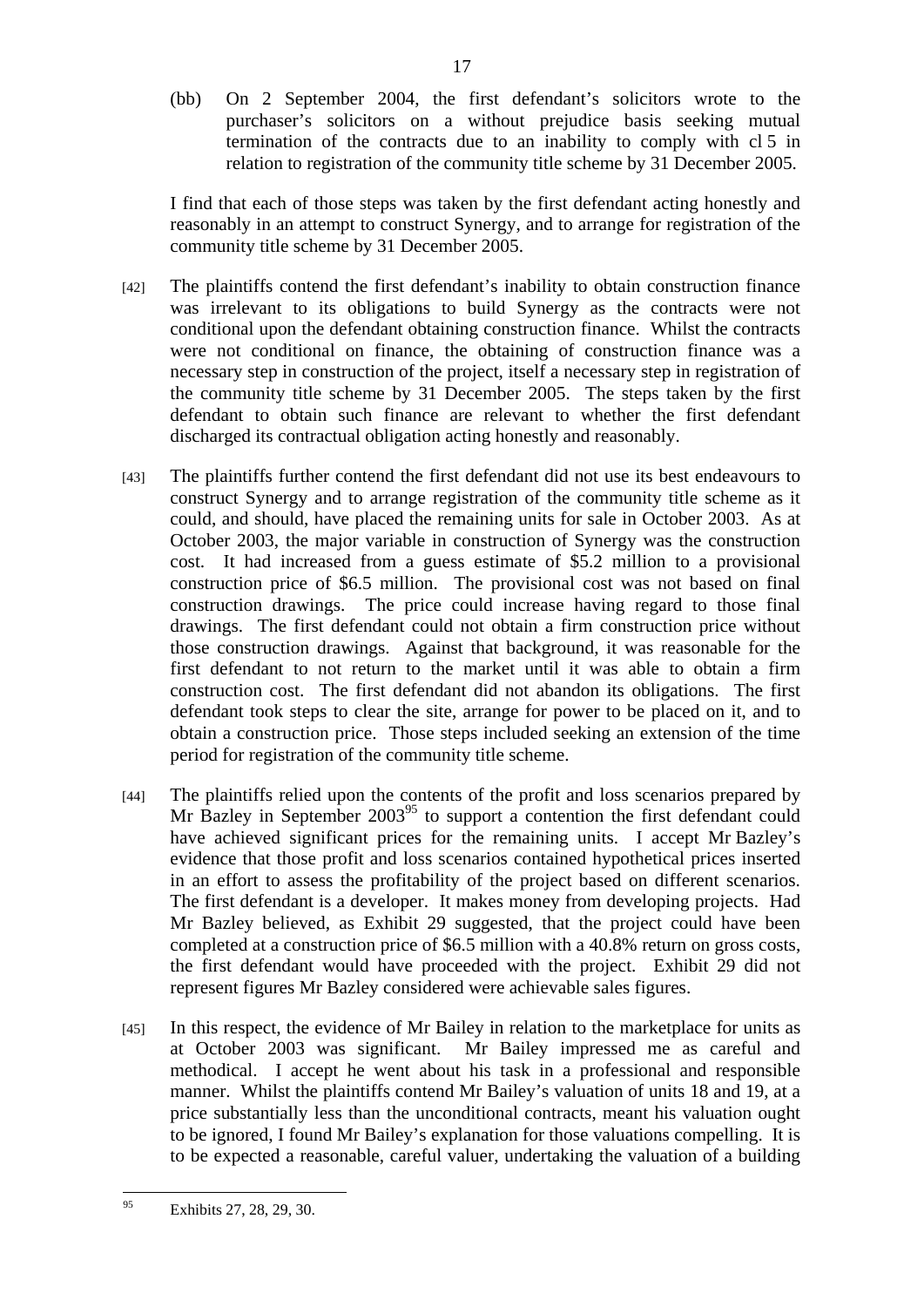(bb) On 2 September 2004, the first defendant's solicitors wrote to the purchaser's solicitors on a without prejudice basis seeking mutual termination of the contracts due to an inability to comply with cl 5 in relation to registration of the community title scheme by 31 December 2005.

I find that each of those steps was taken by the first defendant acting honestly and reasonably in an attempt to construct Synergy, and to arrange for registration of the community title scheme by 31 December 2005.

[42] The plaintiffs contend the first defendant's inability to obtain construction finance was irrelevant to its obligations to build Synergy as the contracts were not conditional upon the defendant obtaining construction finance. Whilst the contracts were not conditional on finance, the obtaining of construction finance was a necessary step in construction of the project, itself a necessary step in registration of the community title scheme by 31 December 2005. The steps taken by the first defendant to obtain such finance are relevant to whether the first defendant discharged its contractual obligation acting honestly and reasonably.

[43] The plaintiffs further contend the first defendant did not use its best endeavours to construct Synergy and to arrange registration of the community title scheme as it could, and should, have placed the remaining units for sale in October 2003. As at October 2003, the major variable in construction of Synergy was the construction cost. It had increased from a guess estimate of $5.2 million to a provisional construction price of $6.5 million. The provisional cost was not based on final construction drawings. The price could increase having regard to those final drawings. The first defendant could not obtain a firm construction price without those construction drawings. Against that background, it was reasonable for the first defendant to not return to the market until it was able to obtain a firm construction cost. The first defendant did not abandon its obligations. The first defendant took steps to clear the site, arrange for power to be placed on it, and to obtain a construction price. Those steps included seeking an extension of the time period for registration of the community title scheme.

[44] The plaintiffs relied upon the contents of the profit and loss scenarios prepared by Mr Bazley in September 2003[95] to support a contention the first defendant could have achieved significant prices for the remaining units. I accept Mr Bazley's evidence that those profit and loss scenarios contained hypothetical prices inserted in an effort to assess the profitability of the project based on different scenarios. The first defendant is a developer. It makes money from developing projects. Had Mr Bazley believed, as Exhibit 29 suggested, that the project could have been completed at a construction price of $6.5 million with a 40.8% return on gross costs, the first defendant would have proceeded with the project. Exhibit 29 did not represent figures Mr Bazley considered were achievable sales figures.

[45] In this respect, the evidence of Mr Bailey in relation to the marketplace for units as at October 2003 was significant. Mr Bailey impressed me as careful and methodical. I accept he went about his task in a professional and responsible manner. Whilst the plaintiffs contend Mr Bailey's valuation of units 18 and 19, at a price substantially less than the unconditional contracts, meant his valuation ought to be ignored, I found Mr Bailey's explanation for those valuations compelling. It is to be expected a reasonable, careful valuer, undertaking the valuation of a building

---

[95] Exhibits 27, 28, 29, 30.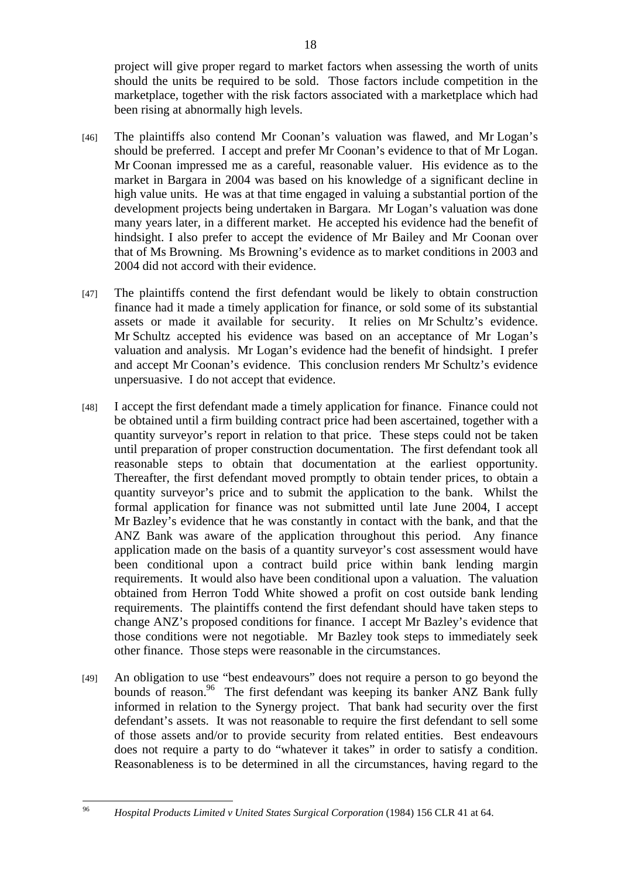project will give proper regard to market factors when assessing the worth of units should the units be required to be sold. Those factors include competition in the marketplace, together with the risk factors associated with a marketplace which had been rising at abnormally high levels.

[46] The plaintiffs also contend Mr Coonan's valuation was flawed, and Mr Logan's should be preferred. I accept and prefer Mr Coonan's evidence to that of Mr Logan. Mr Coonan impressed me as a careful, reasonable valuer. His evidence as to the market in Bargara in 2004 was based on his knowledge of a significant decline in high value units. He was at that time engaged in valuing a substantial portion of the development projects being undertaken in Bargara. Mr Logan's valuation was done many years later, in a different market. He accepted his evidence had the benefit of hindsight. I also prefer to accept the evidence of Mr Bailey and Mr Coonan over that of Ms Browning. Ms Browning's evidence as to market conditions in 2003 and 2004 did not accord with their evidence.

[47] The plaintiffs contend the first defendant would be likely to obtain construction finance had it made a timely application for finance, or sold some of its substantial assets or made it available for security. It relies on Mr Schultz's evidence. Mr Schultz accepted his evidence was based on an acceptance of Mr Logan's valuation and analysis. Mr Logan's evidence had the benefit of hindsight. I prefer and accept Mr Coonan's evidence. This conclusion renders Mr Schultz's evidence unpersuasive. I do not accept that evidence.

[48] I accept the first defendant made a timely application for finance. Finance could not be obtained until a firm building contract price had been ascertained, together with a quantity surveyor's report in relation to that price. These steps could not be taken until preparation of proper construction documentation. The first defendant took all reasonable steps to obtain that documentation at the earliest opportunity. Thereafter, the first defendant moved promptly to obtain tender prices, to obtain a quantity surveyor's price and to submit the application to the bank. Whilst the formal application for finance was not submitted until late June 2004, I accept Mr Bazley's evidence that he was constantly in contact with the bank, and that the ANZ Bank was aware of the application throughout this period. Any finance application made on the basis of a quantity surveyor's cost assessment would have been conditional upon a contract build price within bank lending margin requirements. It would also have been conditional upon a valuation. The valuation obtained from Herron Todd White showed a profit on cost outside bank lending requirements. The plaintiffs contend the first defendant should have taken steps to change ANZ's proposed conditions for finance. I accept Mr Bazley's evidence that those conditions were not negotiable. Mr Bazley took steps to immediately seek other finance. Those steps were reasonable in the circumstances.

[49] An obligation to use "best endeavours" does not require a person to go beyond the bounds of reason.[96] The first defendant was keeping its banker ANZ Bank fully informed in relation to the Synergy project. That bank had security over the first defendant's assets. It was not reasonable to require the first defendant to sell some of those assets and/or to provide security from related entities. Best endeavours does not require a party to do "whatever it takes" in order to satisfy a condition. Reasonableness is to be determined in all the circumstances, having regard to the

---

[96] *Hospital Products Limited v United States Surgical Corporation* (1984) 156 CLR 41 at 64.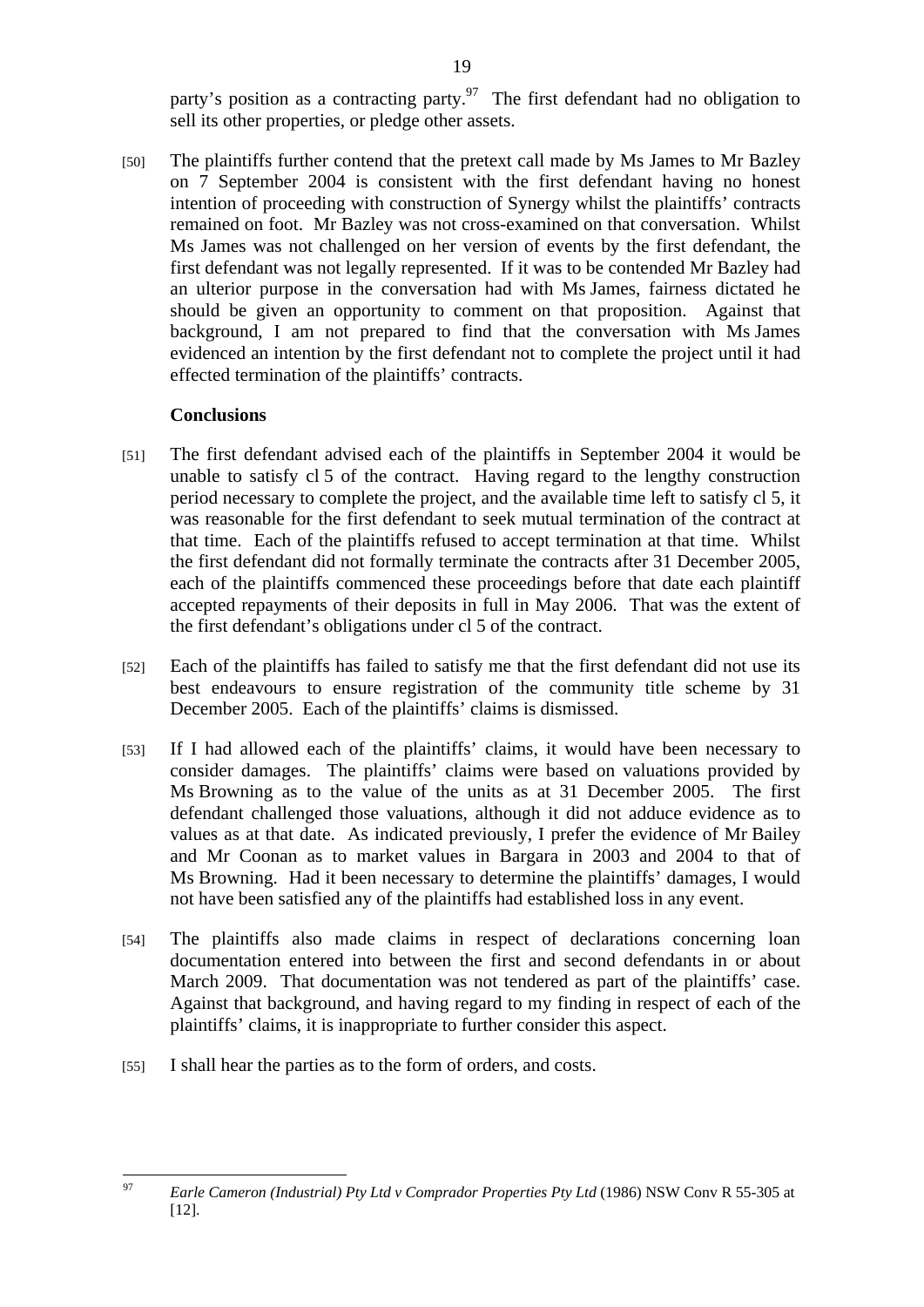party's position as a contracting party.[97] The first defendant had no obligation to sell its other properties, or pledge other assets.

[50] The plaintiffs further contend that the pretext call made by Ms James to Mr Bazley on 7 September 2004 is consistent with the first defendant having no honest intention of proceeding with construction of Synergy whilst the plaintiffs' contracts remained on foot. Mr Bazley was not cross-examined on that conversation. Whilst Ms James was not challenged on her version of events by the first defendant, the first defendant was not legally represented. If it was to be contended Mr Bazley had an ulterior purpose in the conversation had with Ms James, fairness dictated he should be given an opportunity to comment on that proposition. Against that background, I am not prepared to find that the conversation with Ms James evidenced an intention by the first defendant not to complete the project until it had effected termination of the plaintiffs' contracts.

**Conclusions**

[51] The first defendant advised each of the plaintiffs in September 2004 it would be unable to satisfy cl 5 of the contract. Having regard to the lengthy construction period necessary to complete the project, and the available time left to satisfy cl 5, it was reasonable for the first defendant to seek mutual termination of the contract at that time. Each of the plaintiffs refused to accept termination at that time. Whilst the first defendant did not formally terminate the contracts after 31 December 2005, each of the plaintiffs commenced these proceedings before that date each plaintiff accepted repayments of their deposits in full in May 2006. That was the extent of the first defendant's obligations under cl 5 of the contract.

[52] Each of the plaintiffs has failed to satisfy me that the first defendant did not use its best endeavours to ensure registration of the community title scheme by 31 December 2005. Each of the plaintiffs' claims is dismissed.

[53] If I had allowed each of the plaintiffs' claims, it would have been necessary to consider damages. The plaintiffs' claims were based on valuations provided by Ms Browning as to the value of the units as at 31 December 2005. The first defendant challenged those valuations, although it did not adduce evidence as to values as at that date. As indicated previously, I prefer the evidence of Mr Bailey and Mr Coonan as to market values in Bargara in 2003 and 2004 to that of Ms Browning. Had it been necessary to determine the plaintiffs' damages, I would not have been satisfied any of the plaintiffs had established loss in any event.

[54] The plaintiffs also made claims in respect of declarations concerning loan documentation entered into between the first and second defendants in or about March 2009. That documentation was not tendered as part of the plaintiffs' case. Against that background, and having regard to my finding in respect of each of the plaintiffs' claims, it is inappropriate to further consider this aspect.

[55] I shall hear the parties as to the form of orders, and costs.

---

[97] *Earle Cameron (Industrial) Pty Ltd v Comprador Properties Pty Ltd* (1986) NSW Conv R 55-305 at [12].